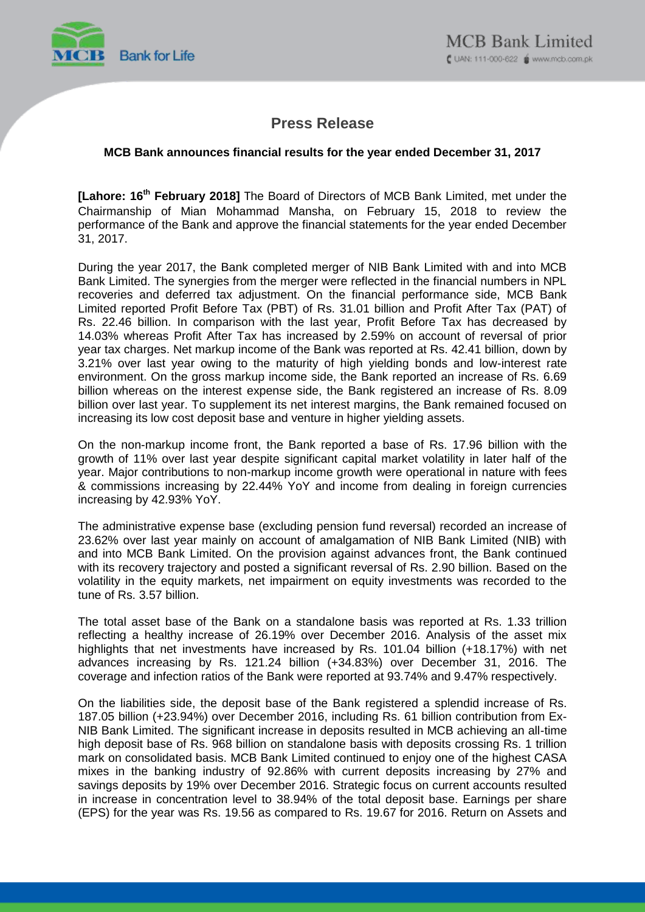# Press Release

### MCB Bank announces financial results for the year ended December 31, 2017

**[Lahore: 16th February 2018]** The Board of Directors of MCB Bank Limited, met under the Chairmanship of Mian Mohammad Mansha, on February 15, 2018 to review the performance of the Bank and approve the financial statements for the year ended December 31, 2017.

During the year 2017, the Bank completed merger of NIB Bank Limited with and into MCB Bank Limited. The synergies from the merger were reflected in the financial numbers in NPL recoveries and deferred tax adjustment. On the financial performance side, MCB Bank Limited reported Profit Before Tax (PBT) of Rs. 31.01 billion and Profit After Tax (PAT) of Rs. 22.46 billion. In comparison with the last year, Profit Before Tax has decreased by 14.03% whereas Profit After Tax has increased by 2.59% on account of reversal of prior year tax charges. Net markup income of the Bank was reported at Rs. 42.41 billion, down by 3.21% over last year owing to the maturity of high yielding bonds and low-interest rate environment. On the gross markup income side, the Bank reported an increase of Rs. 6.69 billion whereas on the interest expense side, the Bank registered an increase of Rs. 8.09 billion over last year. To supplement its net interest margins, the Bank remained focused on increasing its low cost deposit base and venture in higher yielding assets.

On the non-markup income front, the Bank reported a base of Rs. 17.96 billion with the growth of 11% over last year despite significant capital market volatility in later half of the year. Major contributions to non-markup income growth were operational in nature with fees & commissions increasing by 22.44% YoY and income from dealing in foreign currencies increasing by 42.93% YoY.

The administrative expense base (excluding pension fund reversal) recorded an increase of 23.62% over last year mainly on account of amalgamation of NIB Bank Limited (NIB) with and into MCB Bank Limited. On the provision against advances front, the Bank continued with its recovery trajectory and posted a significant reversal of Rs. 2.90 billion. Based on the volatility in the equity markets, net impairment on equity investments was recorded to the tune of Rs. 3.57 billion.

The total asset base of the Bank on a standalone basis was reported at Rs. 1.33 trillion reflecting a healthy increase of 26.19% over December 2016. Analysis of the asset mix highlights that net investments have increased by Rs. 101.04 billion (+18.17%) with net advances increasing by Rs. 121.24 billion (+34.83%) over December 31, 2016. The coverage and infection ratios of the Bank were reported at 93.74% and 9.47% respectively.

On the liabilities side, the deposit base of the Bank registered a splendid increase of Rs. 187.05 billion (+23.94%) over December 2016, including Rs. 61 billion contribution from Ex-NIB Bank Limited. The significant increase in deposits resulted in MCB achieving an all-time high deposit base of Rs. 968 billion on standalone basis with deposits crossing Rs. 1 trillion mark on consolidated basis. MCB Bank Limited continued to enjoy one of the highest CASA mixes in the banking industry of 92.86% with current deposits increasing by 27% and savings deposits by 19% over December 2016. Strategic focus on current accounts resulted in increase in concentration level to 38.94% of the total deposit base. Earnings per share (EPS) for the year was Rs. 19.56 as compared to Rs. 19.67 for 2016. Return on Assets and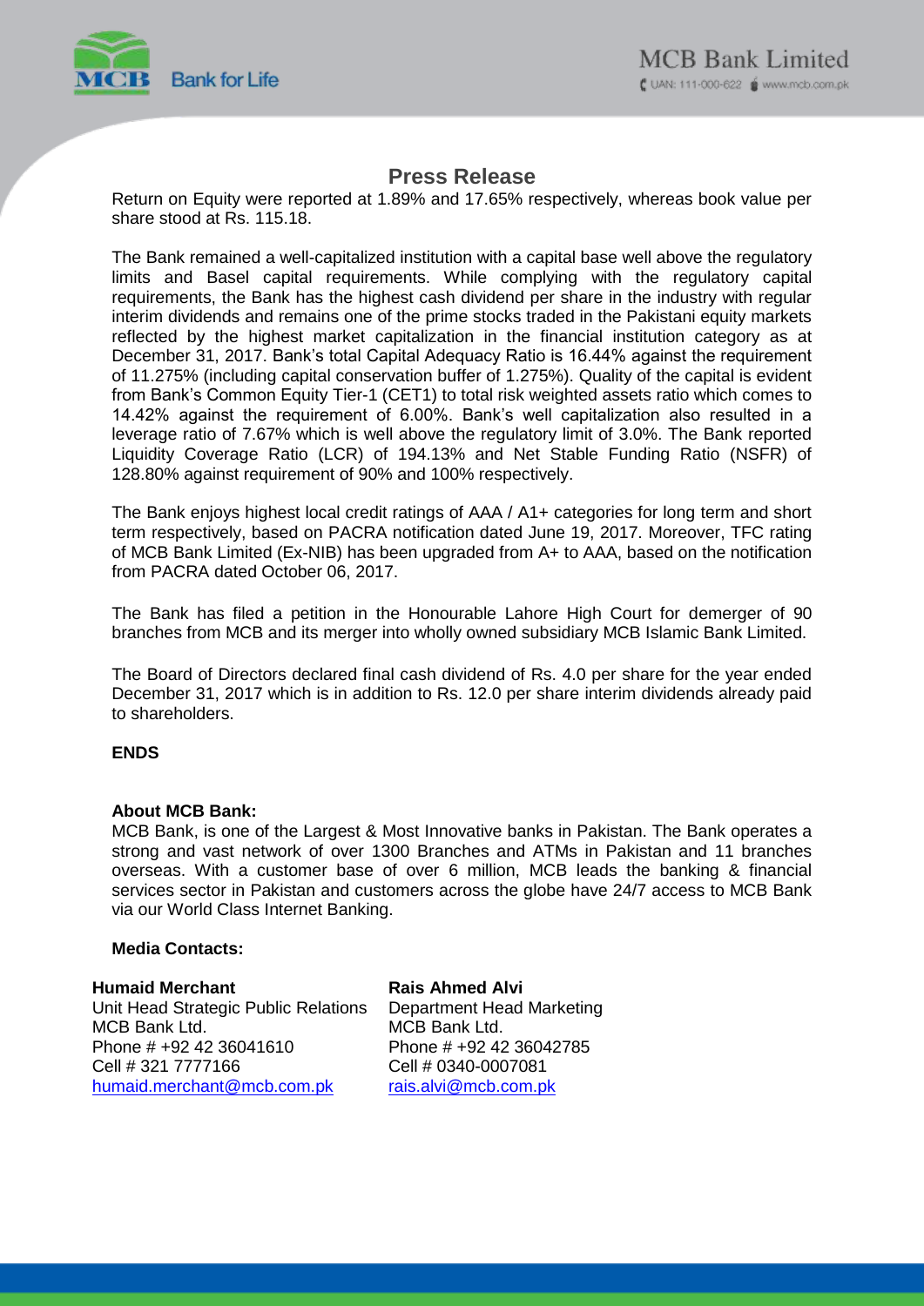## Press Release

Return on Equity were reported at 1.89% and 17.65% respectively, whereas book value per share stood at Rs. 115.18.

The Bank remained a well-capitalized institution with a capital base well above the regulatory limits and Basel capital requirements. While complying with the regulatory capital requirements, the Bank has the highest cash dividend per share in the industry with regular interim dividends and remains one of the prime stocks traded in the Pakistani equity markets reflected by the highest market capitalization in the financial institution category as at December 31, 2017. Bank's total Capital Adequacy Ratio is 16.44% against the requirement of 11.275% (including capital conservation buffer of 1.275%). Quality of the capital is evident from Bank's Common Equity Tier-1 (CET1) to total risk weighted assets ratio which comes to 14.42% against the requirement of 6.00%. Bank's well capitalization also resulted in a leverage ratio of 7.67% which is well above the regulatory limit of 3.0%. The Bank reported Liquidity Coverage Ratio (LCR) of 194.13% and Net Stable Funding Ratio (NSFR) of 128.80% against requirement of 90% and 100% respectively.

The Bank enjoys highest local credit ratings of AAA / A1+ categories for long term and short term respectively, based on PACRA notification dated June 19, 2017. Moreover, TFC rating of MCB Bank Limited (Ex-NIB) has been upgraded from A+ to AAA, based on the notification from PACRA dated October 06, 2017.

The Bank has filed a petition in the Honourable Lahore High Court for demerger of 90 branches from MCB and its merger into wholly owned subsidiary MCB Islamic Bank Limited.

The Board of Directors declared final cash dividend of Rs. 4.0 per share for the year ended December 31, 2017 which is in addition to Rs. 12.0 per share interim dividends already paid to shareholders.

**ENDS**

**About MCB Bank:**

MCB Bank, is one of the Largest & Most Innovative banks in Pakistan. The Bank operates a strong and vast network of over 1300 Branches and ATMs in Pakistan and 11 branches overseas. With a customer base of over 6 million, MCB leads the banking & financial services sector in Pakistan and customers across the globe have 24/7 access to MCB Bank via our World Class Internet Banking.

**Media Contacts:**

**Humaid Merchant**
Unit Head Strategic Public Relations
MCB Bank Ltd.
Phone # +92 42 36041610
Cell # 321 7777166
humaid.merchant@mcb.com.pk

**Rais Ahmed Alvi**
Department Head Marketing
MCB Bank Ltd.
Phone # +92 42 36042785
Cell # 0340-0007081
rais.alvi@mcb.com.pk